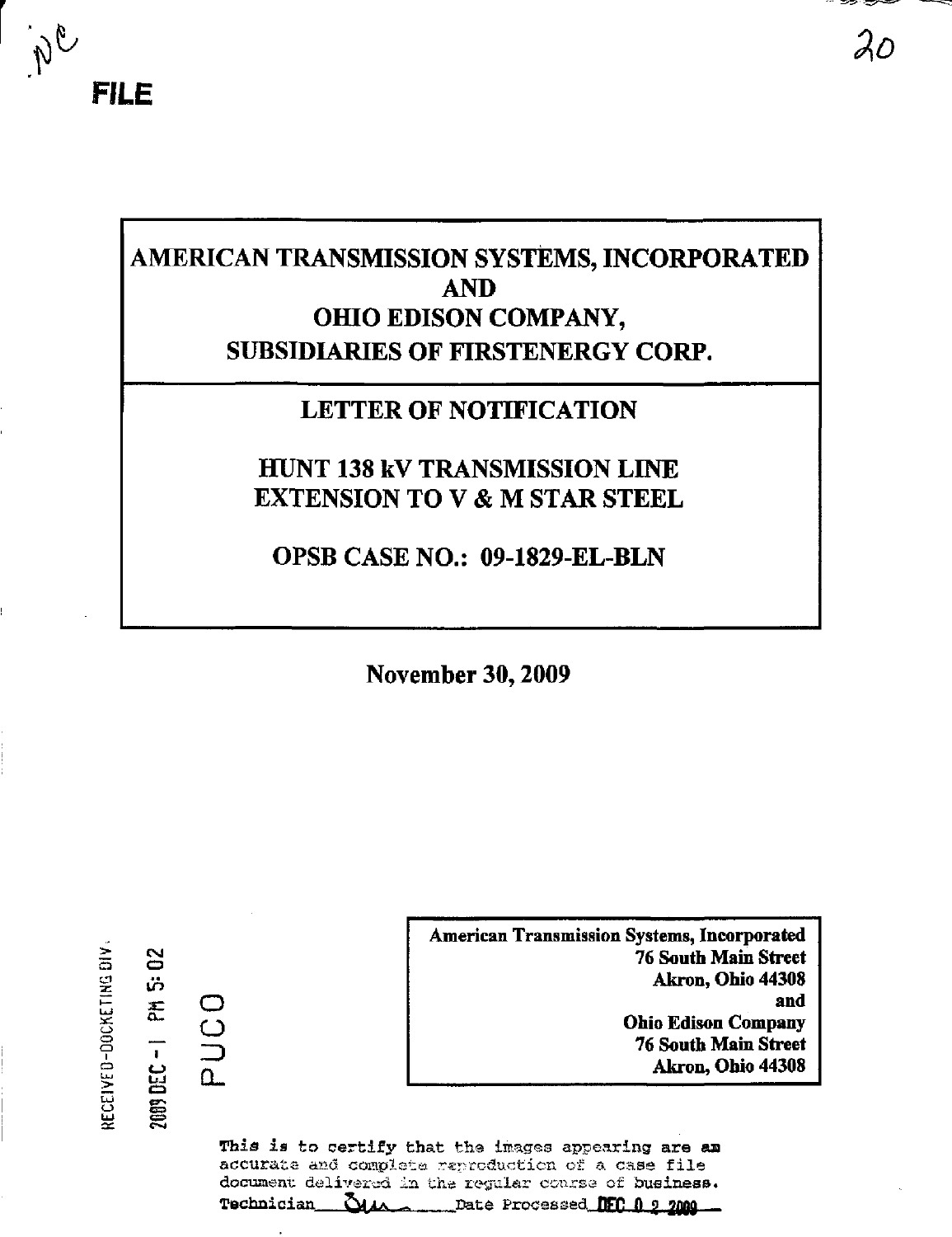FILE

# AMERICAN TRANSMISSION SYSTEMS, INCORPORATED AND OHIO EDISON COMPANY, SUBSIDIARIES OF FIRSTENERGY CORP.

## LETTER OF NOTIFICATION

## HUNT 138 kV TRANSMISSION LINE EXTENSION TO V & M STAR STEEL

## OPSB CASE NO.: 09-1829-EL-BLN

**November 30, 2009**

RECEIVED-DOCKETING DIV
2009 DEC -1 PM 5:02
PUCO

**American Transmission Systems, Incorporated**
**76 South Main Street**
**Akron, Ohio 44308**
**and**
**Ohio Edison Company**
**76 South Main Street**
**Akron, Ohio 44308**

This is to certify that the images appearing are an accurate and complete reproduction of a case file document delivered in the regular course of business.
Technician ______ Date Processed DEC 0 2 2009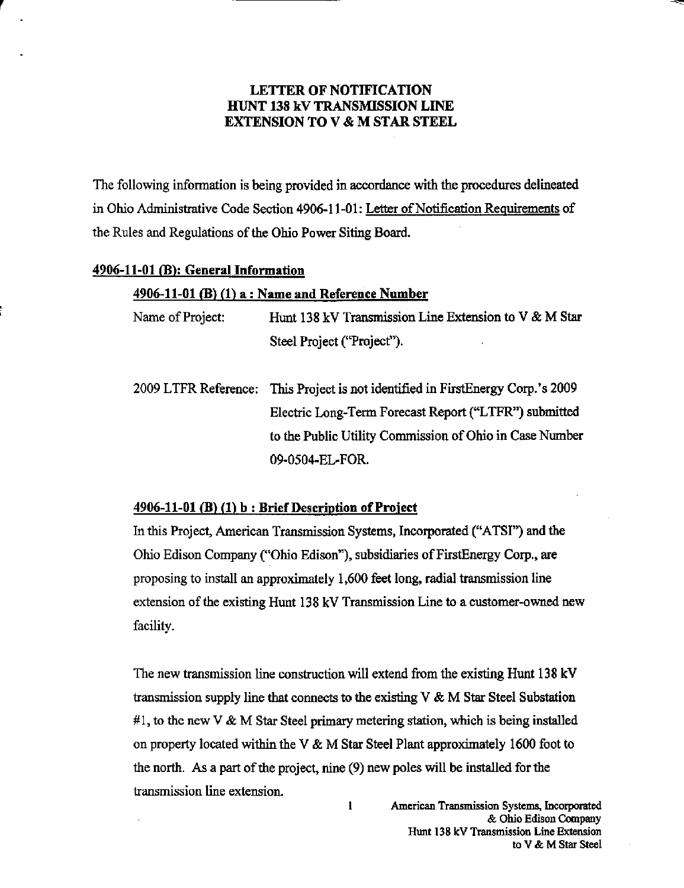# LETTER OF NOTIFICATION
# HUNT 138 kV TRANSMISSION LINE
# EXTENSION TO V & M STAR STEEL

The following information is being provided in accordance with the procedures delineated in Ohio Administrative Code Section 4906-11-01: Letter of Notification Requirements of the Rules and Regulations of the Ohio Power Siting Board.

## 4906-11-01 (B): General Information

### 4906-11-01 (B) (1) a : Name and Reference Number

Name of Project: Hunt 138 kV Transmission Line Extension to V & M Star Steel Project ("Project").

2009 LTFR Reference: This Project is not identified in FirstEnergy Corp.'s 2009 Electric Long-Term Forecast Report ("LTFR") submitted to the Public Utility Commission of Ohio in Case Number 09-0504-EL-FOR.

### 4906-11-01 (B) (1) b : Brief Description of Project

In this Project, American Transmission Systems, Incorporated ("ATSI") and the Ohio Edison Company ("Ohio Edison"), subsidiaries of FirstEnergy Corp., are proposing to install an approximately 1,600 feet long, radial transmission line extension of the existing Hunt 138 kV Transmission Line to a customer-owned new facility.

The new transmission line construction will extend from the existing Hunt 138 kV transmission supply line that connects to the existing V & M Star Steel Substation #1, to the new V & M Star Steel primary metering station, which is being installed on property located within the V & M Star Steel Plant approximately 1600 foot to the north. As a part of the project, nine (9) new poles will be installed for the transmission line extension.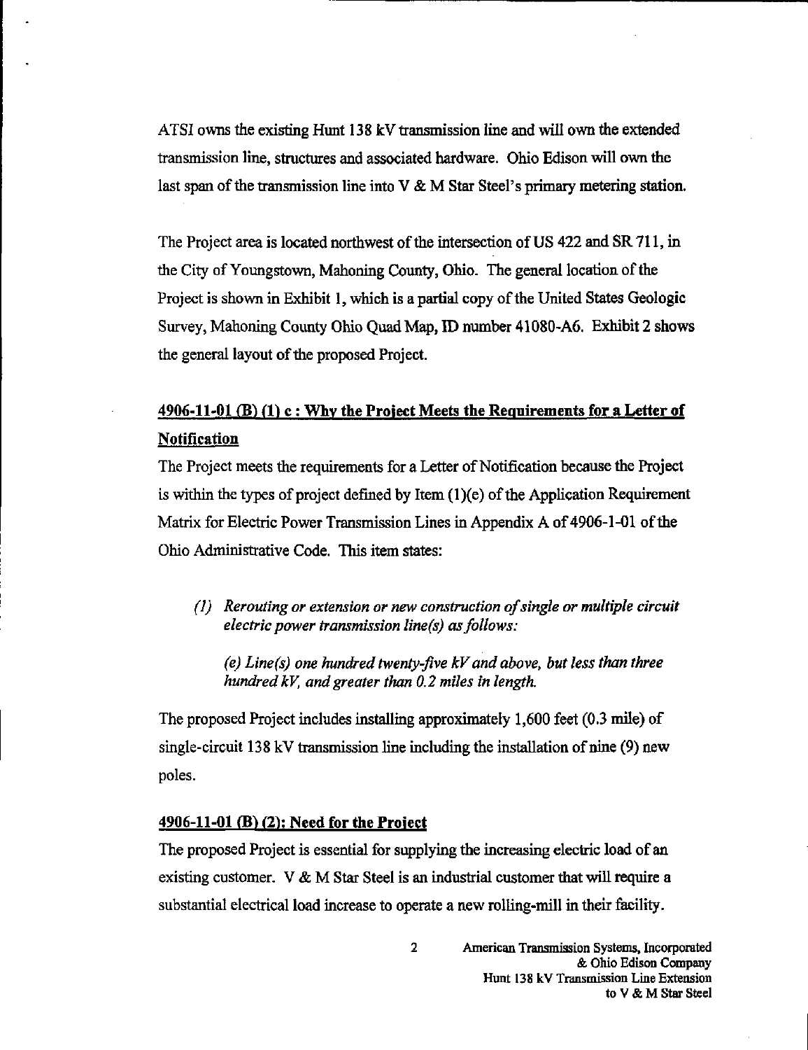ATSI owns the existing Hunt 138 kV transmission line and will own the extended transmission line, structures and associated hardware. Ohio Edison will own the last span of the transmission line into V & M Star Steel's primary metering station.

The Project area is located northwest of the intersection of US 422 and SR 711, in the City of Youngstown, Mahoning County, Ohio. The general location of the Project is shown in Exhibit 1, which is a partial copy of the United States Geologic Survey, Mahoning County Ohio Quad Map, ID number 41080-A6. Exhibit 2 shows the general layout of the proposed Project.

## 4906-11-01 (B) (1) c : Why the Project Meets the Requirements for a Letter of Notification

The Project meets the requirements for a Letter of Notification because the Project is within the types of project defined by Item (1)(e) of the Application Requirement Matrix for Electric Power Transmission Lines in Appendix A of 4906-1-01 of the Ohio Administrative Code. This item states:

> *(1) Rerouting or extension or new construction of single or multiple circuit electric power transmission line(s) as follows:*
>
> *(e) Line(s) one hundred twenty-five kV and above, but less than three hundred kV, and greater than 0.2 miles in length.*

The proposed Project includes installing approximately 1,600 feet (0.3 mile) of single-circuit 138 kV transmission line including the installation of nine (9) new poles.

## 4906-11-01 (B) (2): Need for the Project

The proposed Project is essential for supplying the increasing electric load of an existing customer. V & M Star Steel is an industrial customer that will require a substantial electrical load increase to operate a new rolling-mill in their facility.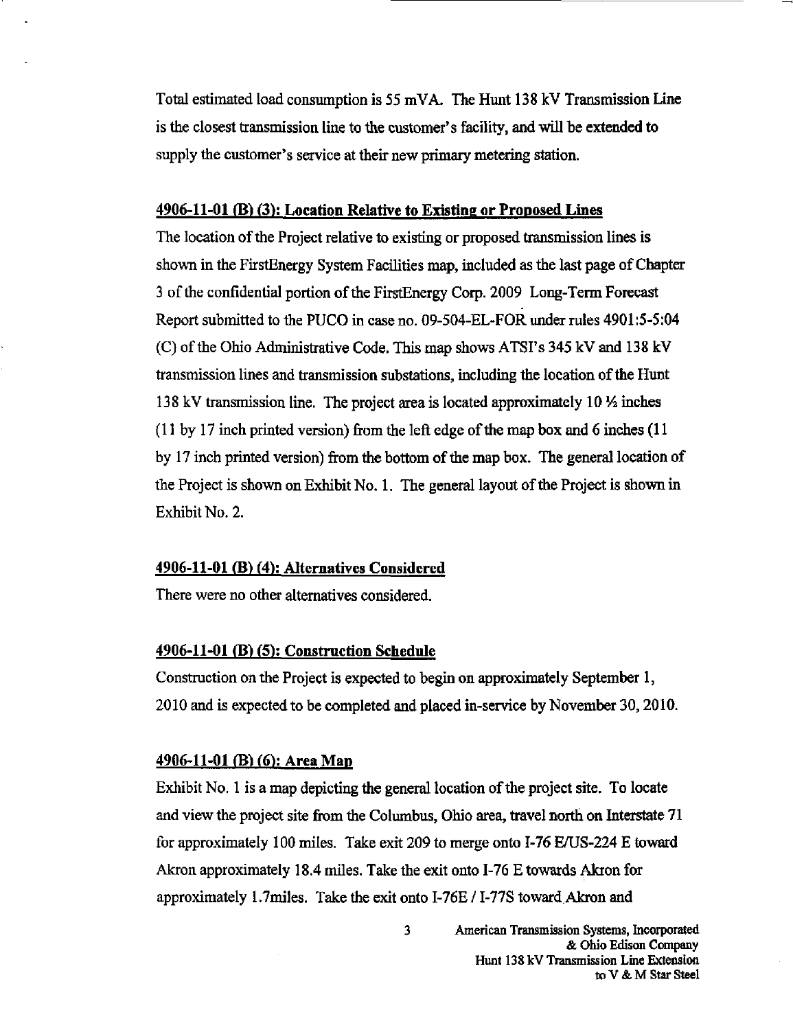Total estimated load consumption is 55 mVA. The Hunt 138 kV Transmission Line is the closest transmission line to the customer's facility, and will be extended to supply the customer's service at their new primary metering station.

## 4906-11-01 (B) (3): Location Relative to Existing or Proposed Lines

The location of the Project relative to existing or proposed transmission lines is shown in the FirstEnergy System Facilities map, included as the last page of Chapter 3 of the confidential portion of the FirstEnergy Corp. 2009 Long-Term Forecast Report submitted to the PUCO in case no. 09-504-EL-FOR under rules 4901:5-5:04 (C) of the Ohio Administrative Code. This map shows ATSI's 345 kV and 138 kV transmission lines and transmission substations, including the location of the Hunt 138 kV transmission line. The project area is located approximately 10 ½ inches (11 by 17 inch printed version) from the left edge of the map box and 6 inches (11 by 17 inch printed version) from the bottom of the map box. The general location of the Project is shown on Exhibit No. 1. The general layout of the Project is shown in Exhibit No. 2.

## 4906-11-01 (B) (4): Alternatives Considered

There were no other alternatives considered.

## 4906-11-01 (B) (5): Construction Schedule

Construction on the Project is expected to begin on approximately September 1, 2010 and is expected to be completed and placed in-service by November 30, 2010.

## 4906-11-01 (B) (6): Area Map

Exhibit No. 1 is a map depicting the general location of the project site. To locate and view the project site from the Columbus, Ohio area, travel north on Interstate 71 for approximately 100 miles. Take exit 209 to merge onto I-76 E/US-224 E toward Akron approximately 18.4 miles. Take the exit onto I-76 E towards Akron for approximately 1.7miles. Take the exit onto I-76E / I-77S toward Akron and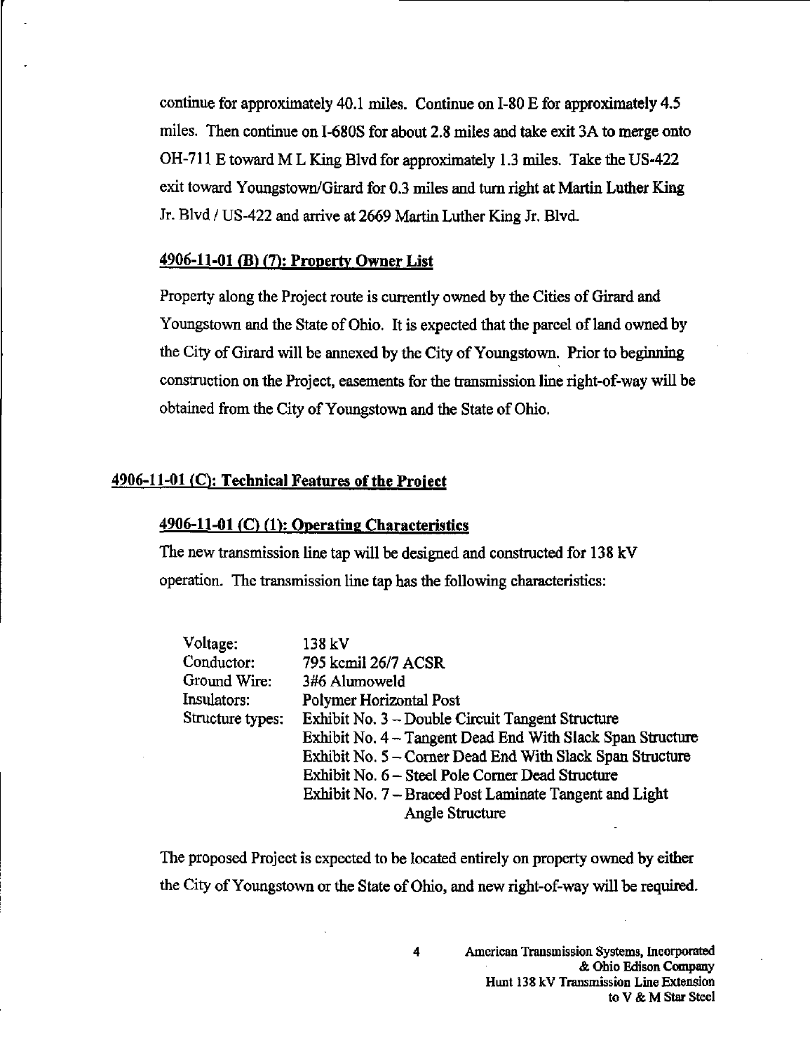continue for approximately 40.1 miles. Continue on I-80 E for approximately 4.5 miles. Then continue on I-680S for about 2.8 miles and take exit 3A to merge onto OH-711 E toward M L King Blvd for approximately 1.3 miles. Take the US-422 exit toward Youngstown/Girard for 0.3 miles and turn right at Martin Luther King Jr. Blvd / US-422 and arrive at 2669 Martin Luther King Jr. Blvd.

### 4906-11-01 (B) (7): Property Owner List

Property along the Project route is currently owned by the Cities of Girard and Youngstown and the State of Ohio. It is expected that the parcel of land owned by the City of Girard will be annexed by the City of Youngstown. Prior to beginning construction on the Project, easements for the transmission line right-of-way will be obtained from the City of Youngstown and the State of Ohio.

## 4906-11-01 (C): Technical Features of the Project

### 4906-11-01 (C) (1): Operating Characteristics

The new transmission line tap will be designed and constructed for 138 kV operation. The transmission line tap has the following characteristics:

| | |
|---|---|
| Voltage: | 138 kV |
| Conductor: | 795 kcmil 26/7 ACSR |
| Ground Wire: | 3#6 Alumoweld |
| Insulators: | Polymer Horizontal Post |
| Structure types: | Exhibit No. 3 – Double Circuit Tangent Structure |
| | Exhibit No. 4 – Tangent Dead End With Slack Span Structure |
| | Exhibit No. 5 – Corner Dead End With Slack Span Structure |
| | Exhibit No. 6 – Steel Pole Corner Dead Structure |
| | Exhibit No. 7 – Braced Post Laminate Tangent and Light Angle Structure |

The proposed Project is expected to be located entirely on property owned by either the City of Youngstown or the State of Ohio, and new right-of-way will be required.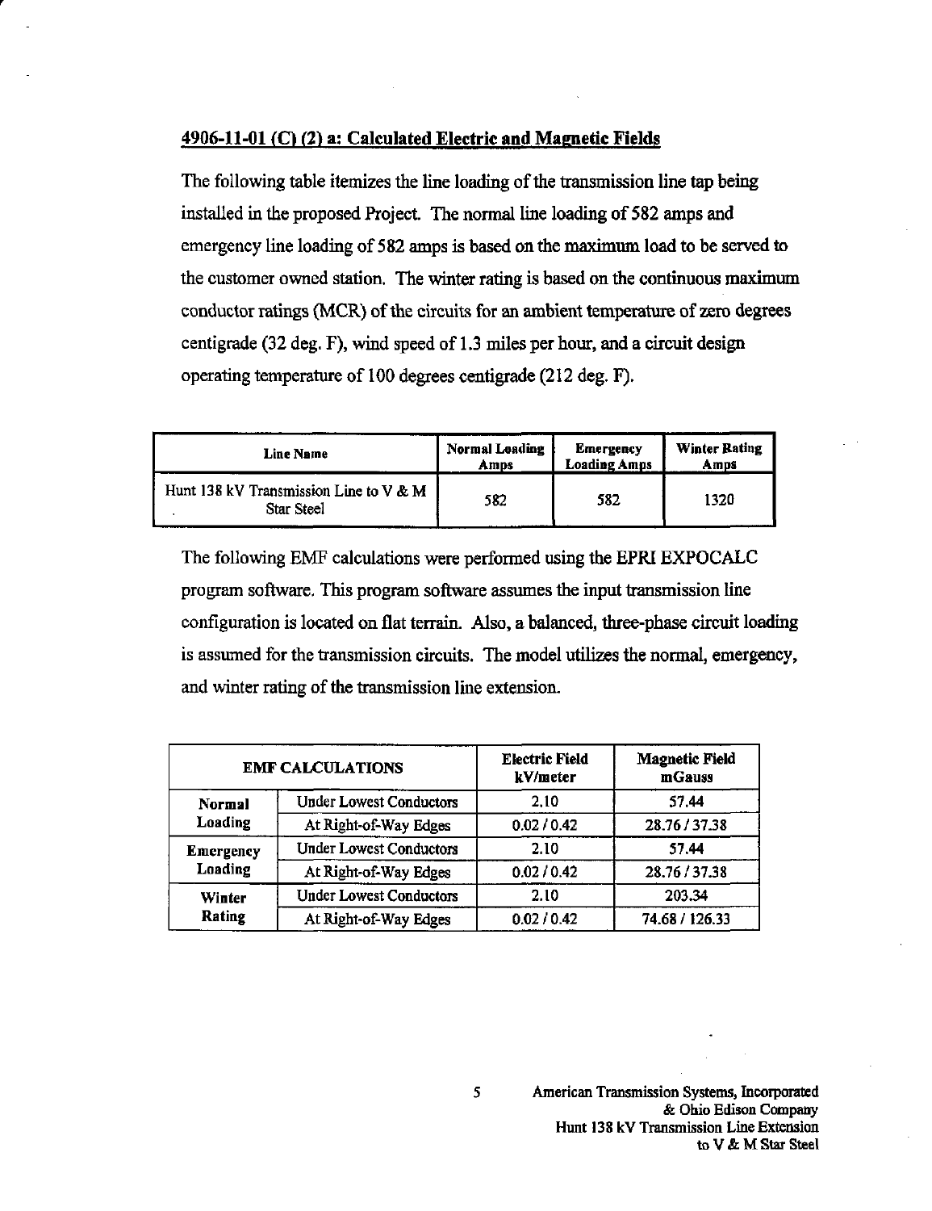## 4906-11-01 (C) (2) a: Calculated Electric and Magnetic Fields

The following table itemizes the line loading of the transmission line tap being installed in the proposed Project. The normal line loading of 582 amps and emergency line loading of 582 amps is based on the maximum load to be served to the customer owned station. The winter rating is based on the continuous maximum conductor ratings (MCR) of the circuits for an ambient temperature of zero degrees centigrade (32 deg. F), wind speed of 1.3 miles per hour, and a circuit design operating temperature of 100 degrees centigrade (212 deg. F).

| Line Name | Normal Loading Amps | Emergency Loading Amps | Winter Rating Amps |
|---|---|---|---|
| Hunt 138 kV Transmission Line to V & M Star Steel | 582 | 582 | 1320 |

The following EMF calculations were performed using the EPRI EXPOCALC program software. This program software assumes the input transmission line configuration is located on flat terrain. Also, a balanced, three-phase circuit loading is assumed for the transmission circuits. The model utilizes the normal, emergency, and winter rating of the transmission line extension.

| EMF CALCULATIONS | | Electric Field kV/meter | Magnetic Field mGauss |
|---|---|---|---|
| Normal Loading | Under Lowest Conductors | 2.10 | 57.44 |
| | At Right-of-Way Edges | 0.02 / 0.42 | 28.76 / 37.38 |
| Emergency Loading | Under Lowest Conductors | 2.10 | 57.44 |
| | At Right-of-Way Edges | 0.02 / 0.42 | 28.76 / 37.38 |
| Winter Rating | Under Lowest Conductors | 2.10 | 203.34 |
| | At Right-of-Way Edges | 0.02 / 0.42 | 74.68 / 126.33 |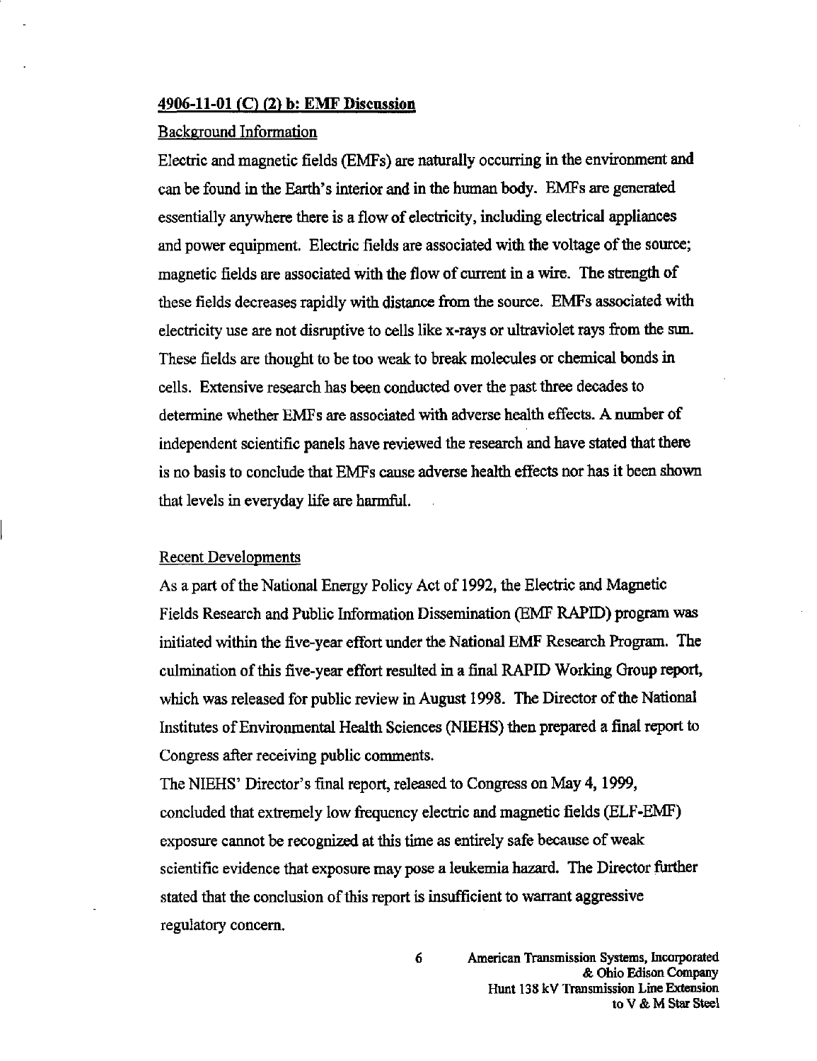## 4906-11-01 (C) (2) b: EMF Discussion

Background Information

Electric and magnetic fields (EMFs) are naturally occurring in the environment and can be found in the Earth's interior and in the human body. EMFs are generated essentially anywhere there is a flow of electricity, including electrical appliances and power equipment. Electric fields are associated with the voltage of the source; magnetic fields are associated with the flow of current in a wire. The strength of these fields decreases rapidly with distance from the source. EMFs associated with electricity use are not disruptive to cells like x-rays or ultraviolet rays from the sun. These fields are thought to be too weak to break molecules or chemical bonds in cells. Extensive research has been conducted over the past three decades to determine whether EMFs are associated with adverse health effects. A number of independent scientific panels have reviewed the research and have stated that there is no basis to conclude that EMFs cause adverse health effects nor has it been shown that levels in everyday life are harmful.

Recent Developments

As a part of the National Energy Policy Act of 1992, the Electric and Magnetic Fields Research and Public Information Dissemination (EMF RAPID) program was initiated within the five-year effort under the National EMF Research Program. The culmination of this five-year effort resulted in a final RAPID Working Group report, which was released for public review in August 1998. The Director of the National Institutes of Environmental Health Sciences (NIEHS) then prepared a final report to Congress after receiving public comments.

The NIEHS' Director's final report, released to Congress on May 4, 1999, concluded that extremely low frequency electric and magnetic fields (ELF-EMF) exposure cannot be recognized at this time as entirely safe because of weak scientific evidence that exposure may pose a leukemia hazard. The Director further stated that the conclusion of this report is insufficient to warrant aggressive regulatory concern.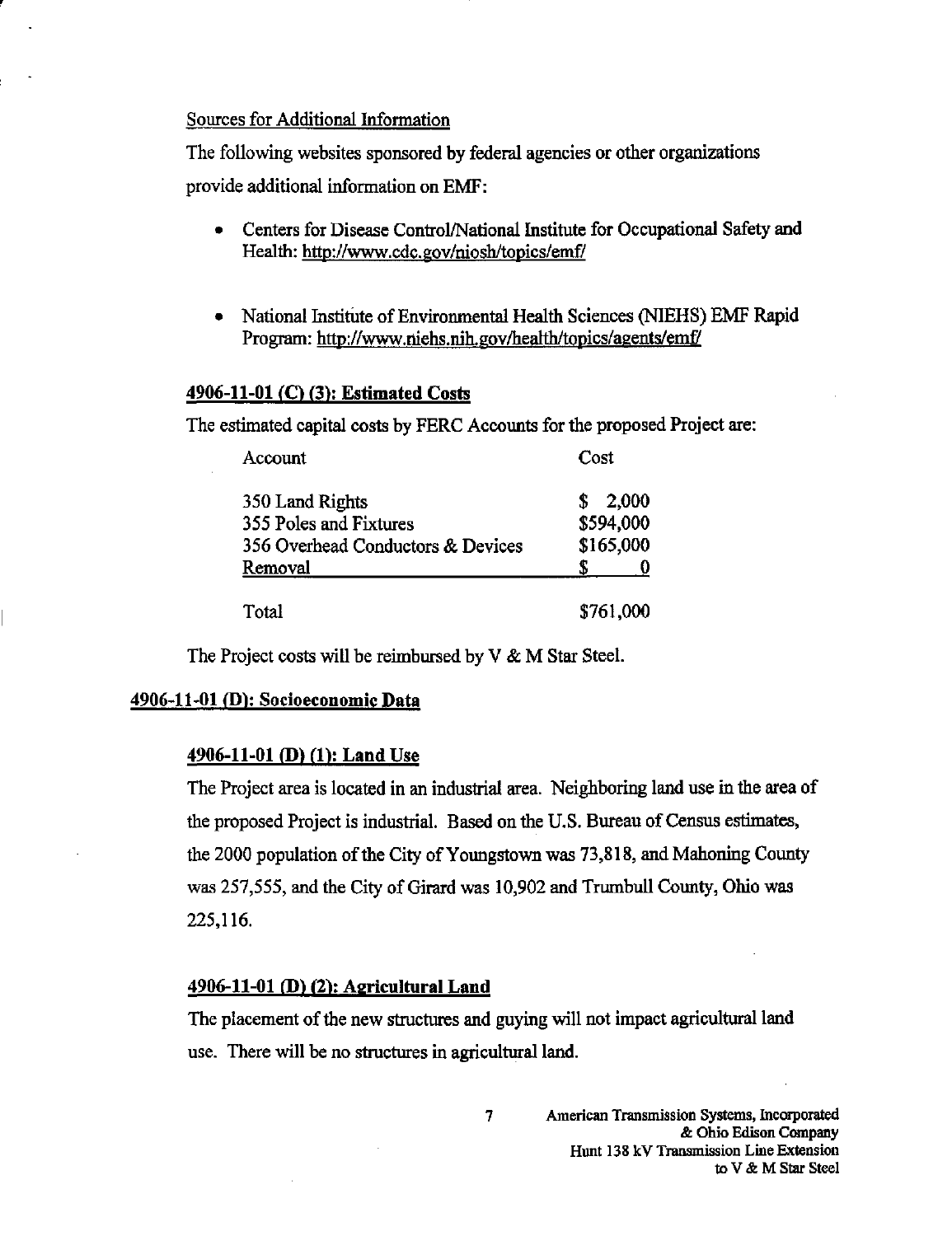Sources for Additional Information

The following websites sponsored by federal agencies or other organizations provide additional information on EMF:

- Centers for Disease Control/National Institute for Occupational Safety and Health: http://www.cdc.gov/niosh/topics/emf/

- National Institute of Environmental Health Sciences (NIEHS) EMF Rapid Program: http://www.niehs.nih.gov/health/topics/agents/emf/

### 4906-11-01 (C) (3): Estimated Costs

The estimated capital costs by FERC Accounts for the proposed Project are:

| Account | Cost |
|---|---|
| 350 Land Rights | $ 2,000 |
| 355 Poles and Fixtures | $594,000 |
| 356 Overhead Conductors & Devices | $165,000 |
| Removal | $ 0 |
| Total | $761,000 |

The Project costs will be reimbursed by V & M Star Steel.

## 4906-11-01 (D): Socioeconomic Data

### 4906-11-01 (D) (1): Land Use

The Project area is located in an industrial area. Neighboring land use in the area of the proposed Project is industrial. Based on the U.S. Bureau of Census estimates, the 2000 population of the City of Youngstown was 73,818, and Mahoning County was 257,555, and the City of Girard was 10,902 and Trumbull County, Ohio was 225,116.

### 4906-11-01 (D) (2): Agricultural Land

The placement of the new structures and guying will not impact agricultural land use. There will be no structures in agricultural land.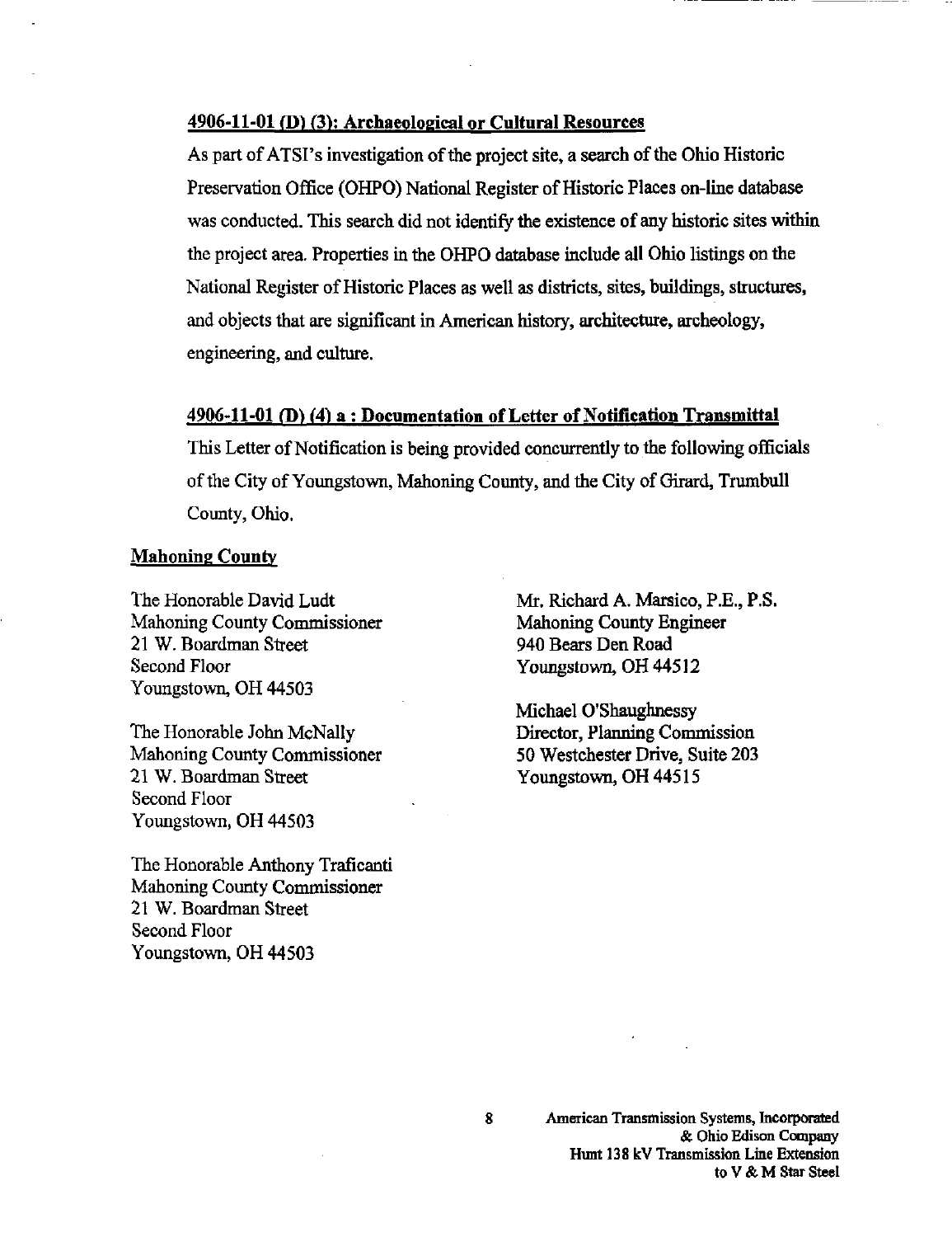**4906-11-01 (D) (3): Archaeological or Cultural Resources**

As part of ATSI's investigation of the project site, a search of the Ohio Historic Preservation Office (OHPO) National Register of Historic Places on-line database was conducted. This search did not identify the existence of any historic sites within the project area. Properties in the OHPO database include all Ohio listings on the National Register of Historic Places as well as districts, sites, buildings, structures, and objects that are significant in American history, architecture, archeology, engineering, and culture.

**4906-11-01 (D) (4) a : Documentation of Letter of Notification Transmittal**

This Letter of Notification is being provided concurrently to the following officials of the City of Youngstown, Mahoning County, and the City of Girard, Trumbull County, Ohio.

**Mahoning County**

The Honorable David Ludt
Mahoning County Commissioner
21 W. Boardman Street
Second Floor
Youngstown, OH 44503

The Honorable John McNally
Mahoning County Commissioner
21 W. Boardman Street
Second Floor
Youngstown, OH 44503

The Honorable Anthony Traficanti
Mahoning County Commissioner
21 W. Boardman Street
Second Floor
Youngstown, OH 44503

Mr. Richard A. Marsico, P.E., P.S.
Mahoning County Engineer
940 Bears Den Road
Youngstown, OH 44512

Michael O'Shaughnessy
Director, Planning Commission
50 Westchester Drive, Suite 203
Youngstown, OH 44515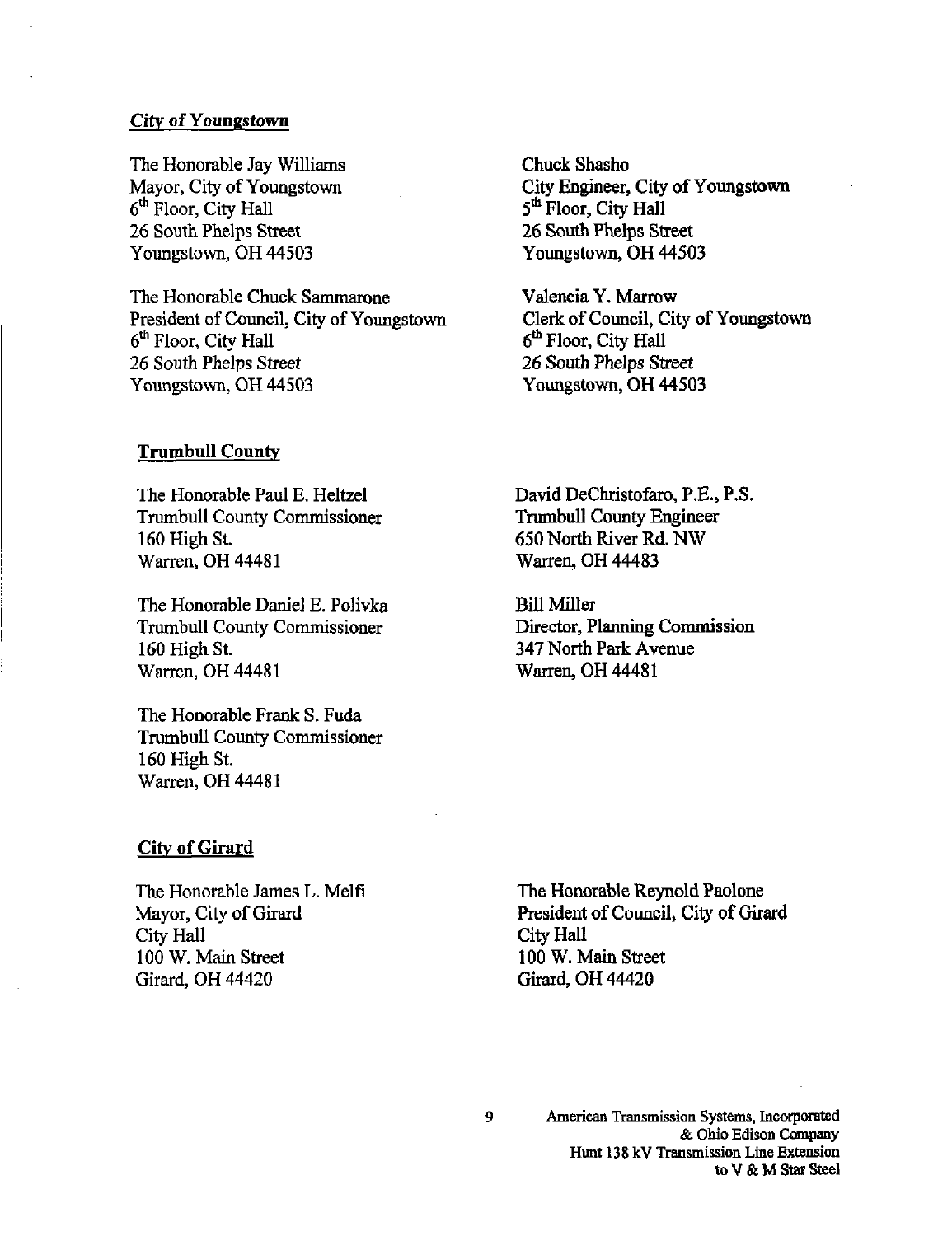**City of Youngstown**

The Honorable Jay Williams
Mayor, City of Youngstown
6th Floor, City Hall
26 South Phelps Street
Youngstown, OH 44503

Chuck Shasho
City Engineer, City of Youngstown
5th Floor, City Hall
26 South Phelps Street
Youngstown, OH 44503

The Honorable Chuck Sammarone
President of Council, City of Youngstown
6th Floor, City Hall
26 South Phelps Street
Youngstown, OH 44503

Valencia Y. Marrow
Clerk of Council, City of Youngstown
6th Floor, City Hall
26 South Phelps Street
Youngstown, OH 44503

**Trumbull County**

The Honorable Paul E. Heltzel
Trumbull County Commissioner
160 High St.
Warren, OH 44481

David DeChristofaro, P.E., P.S.
Trumbull County Engineer
650 North River Rd. NW
Warren, OH 44483

The Honorable Daniel E. Polivka
Trumbull County Commissioner
160 High St.
Warren, OH 44481

Bill Miller
Director, Planning Commission
347 North Park Avenue
Warren, OH 44481

The Honorable Frank S. Fuda
Trumbull County Commissioner
160 High St.
Warren, OH 44481

**City of Girard**

The Honorable James L. Melfi
Mayor, City of Girard
City Hall
100 W. Main Street
Girard, OH 44420

The Honorable Reynold Paolone
President of Council, City of Girard
City Hall
100 W. Main Street
Girard, OH 44420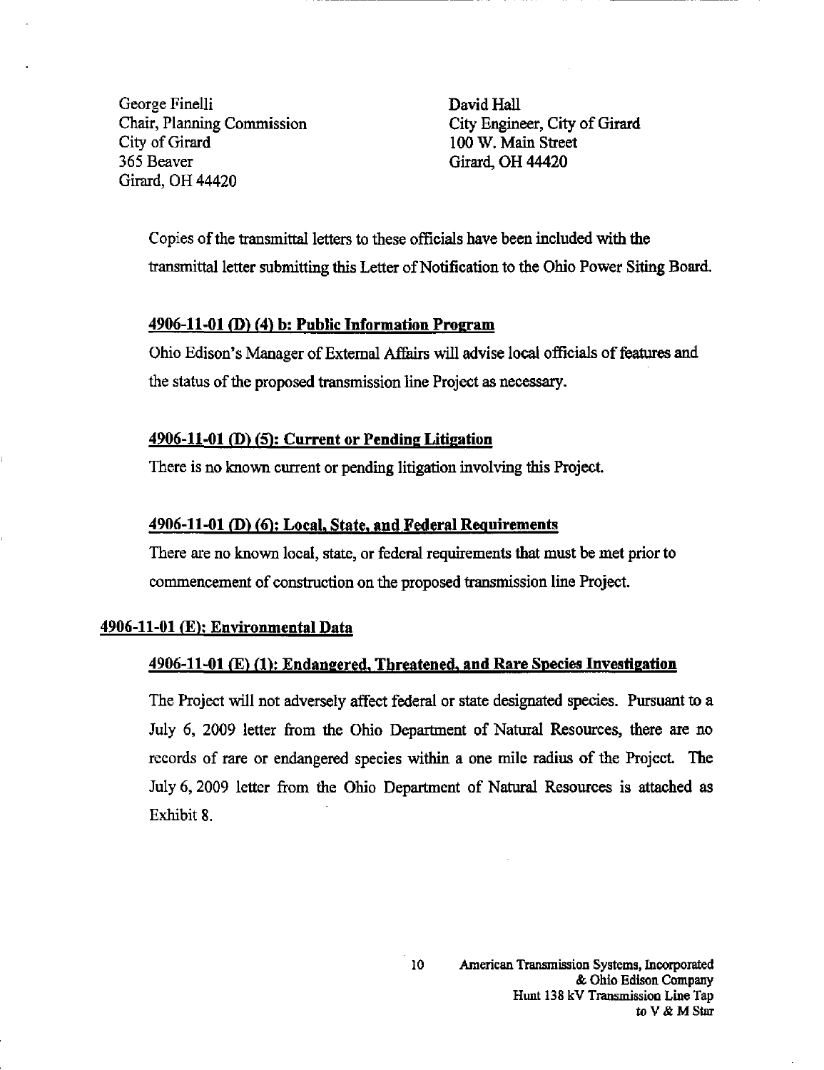George Finelli
Chair, Planning Commission
City of Girard
365 Beaver
Girard, OH 44420

David Hall
City Engineer, City of Girard
100 W. Main Street
Girard, OH 44420

Copies of the transmittal letters to these officials have been included with the transmittal letter submitting this Letter of Notification to the Ohio Power Siting Board.

#### 4906-11-01 (D) (4) b: Public Information Program

Ohio Edison's Manager of External Affairs will advise local officials of features and the status of the proposed transmission line Project as necessary.

#### 4906-11-01 (D) (5): Current or Pending Litigation

There is no known current or pending litigation involving this Project.

#### 4906-11-01 (D) (6): Local, State, and Federal Requirements

There are no known local, state, or federal requirements that must be met prior to commencement of construction on the proposed transmission line Project.

### 4906-11-01 (E): Environmental Data

#### 4906-11-01 (E) (1): Endangered, Threatened, and Rare Species Investigation

The Project will not adversely affect federal or state designated species. Pursuant to a July 6, 2009 letter from the Ohio Department of Natural Resources, there are no records of rare or endangered species within a one mile radius of the Project. The July 6, 2009 letter from the Ohio Department of Natural Resources is attached as Exhibit 8.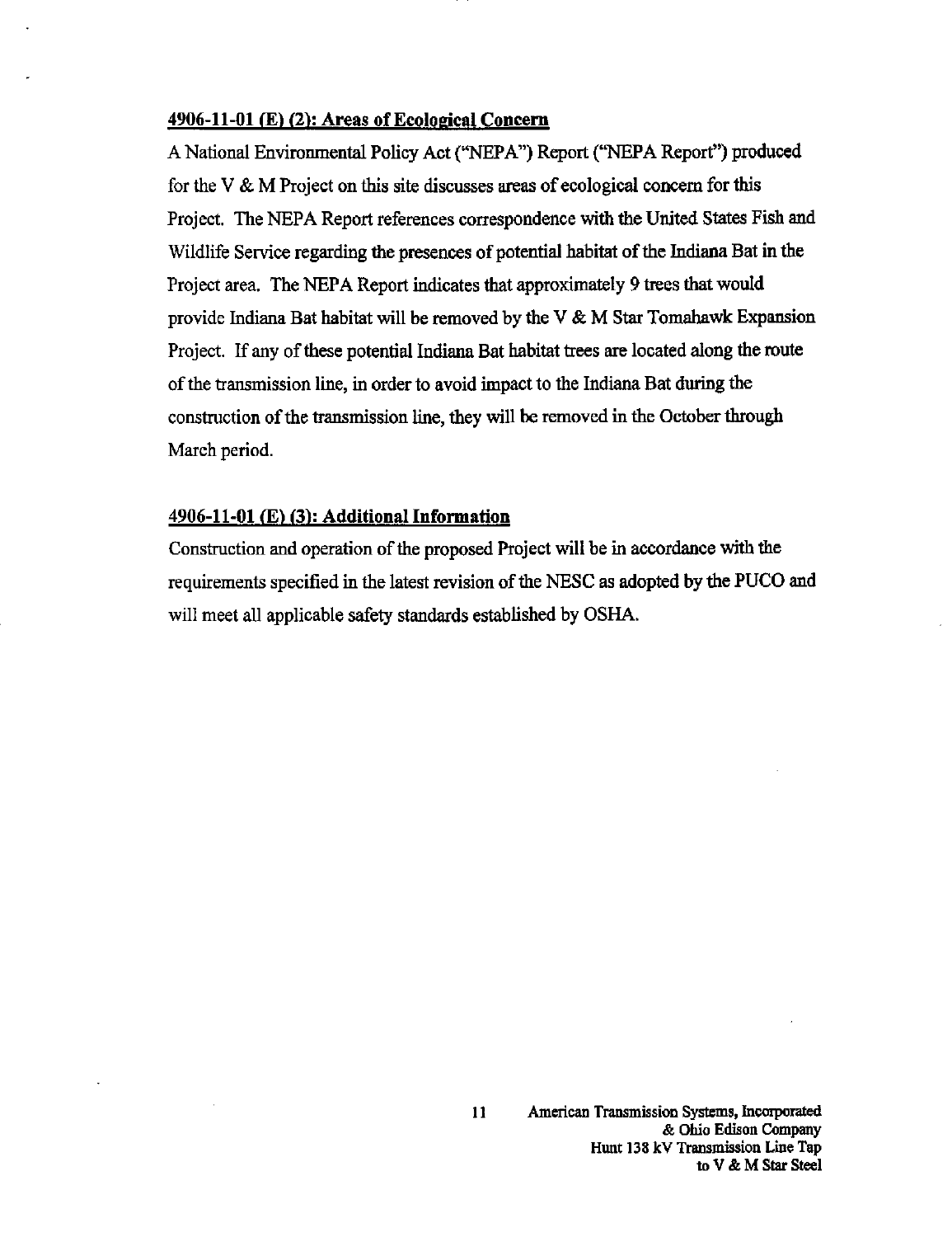## 4906-11-01 (E) (2): Areas of Ecological Concern

A National Environmental Policy Act ("NEPA") Report ("NEPA Report") produced for the V & M Project on this site discusses areas of ecological concern for this Project. The NEPA Report references correspondence with the United States Fish and Wildlife Service regarding the presences of potential habitat of the Indiana Bat in the Project area. The NEPA Report indicates that approximately 9 trees that would provide Indiana Bat habitat will be removed by the V & M Star Tomahawk Expansion Project. If any of these potential Indiana Bat habitat trees are located along the route of the transmission line, in order to avoid impact to the Indiana Bat during the construction of the transmission line, they will be removed in the October through March period.

## 4906-11-01 (E) (3): Additional Information

Construction and operation of the proposed Project will be in accordance with the requirements specified in the latest revision of the NESC as adopted by the PUCO and will meet all applicable safety standards established by OSHA.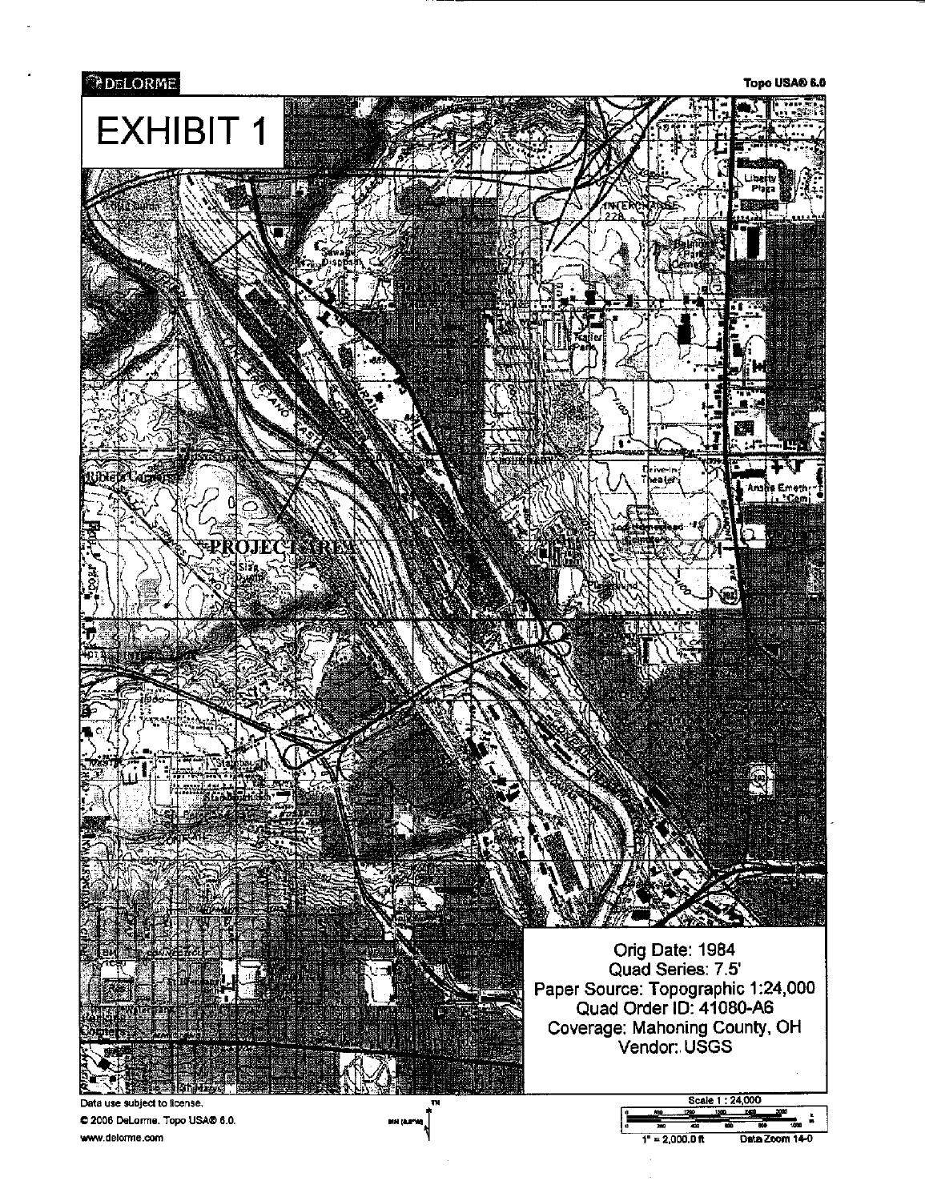DELORME

Topo USA® 6.0

# EXHIBIT 1

PROJECT AREA

Orig Date: 1984
Quad Series: 7.5'
Paper Source: Topographic 1:24,000
Quad Order ID: 41080-A6
Coverage: Mahoning County, OH
Vendor: USGS

Data use subject to license.
© 2006 DeLorme. Topo USA® 6.0.
www.delorme.com

Scale 1 : 24,000

1" = 2,000.0 ft

Data Zoom 14-0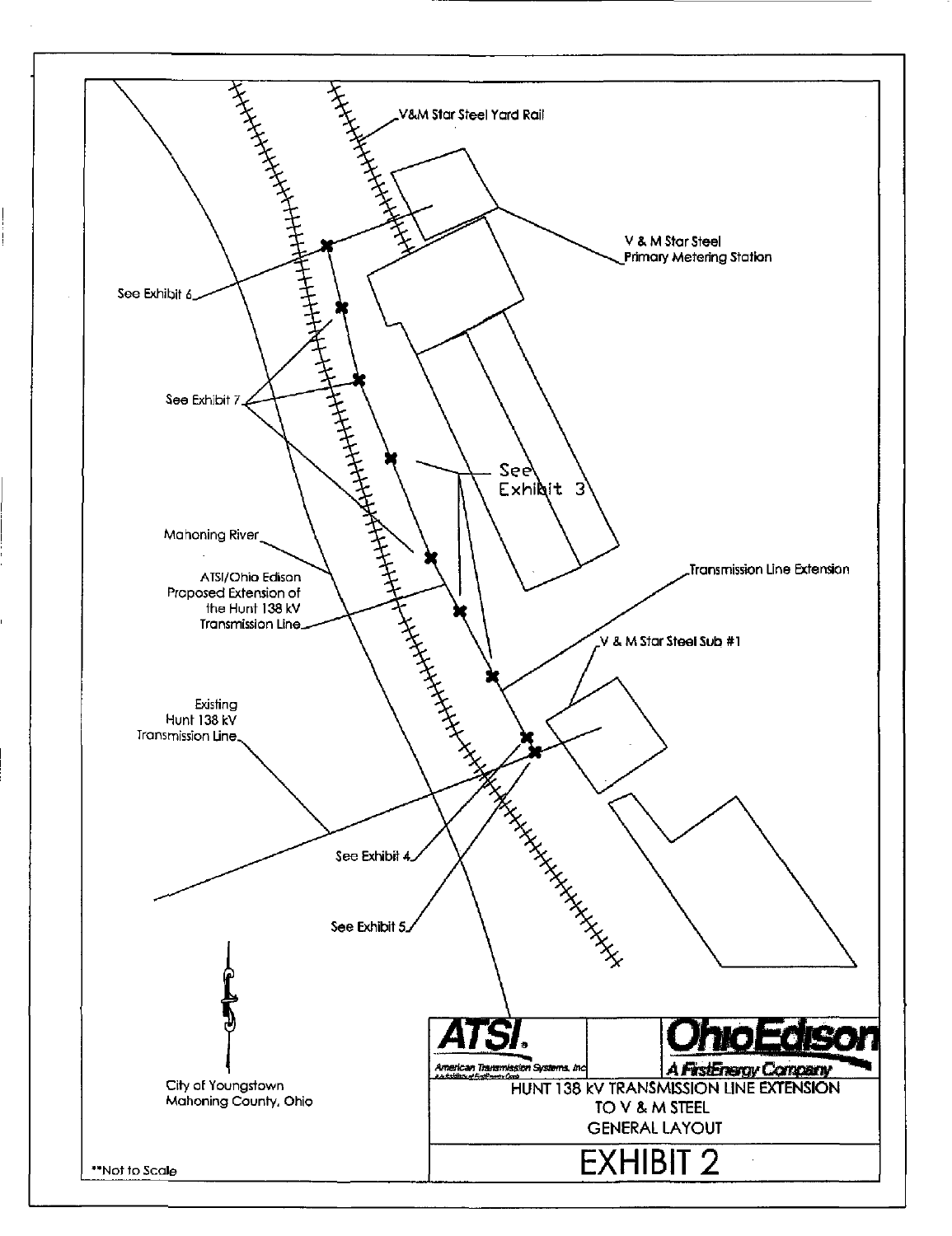V&M Star Steel Yard Rail

V & M Star Steel Primary Metering Station

See Exhibit 6

See Exhibit 7

See Exhibit 3

Mahoning River

ATSI/Ohio Edison Proposed Extension of the Hunt 138 kV Transmission Line

Transmission Line Extension

V & M Star Steel Sub #1

Existing Hunt 138 kV Transmission Line

See Exhibit 4

See Exhibit 5

City of Youngstown
Mahoning County, Ohio

**Not to Scale

ATSI. American Transmission Systems, Inc

Ohio Edison — A FirstEnergy Company

HUNT 138 kV TRANSMISSION LINE EXTENSION TO V & M STEEL GENERAL LAYOUT

# EXHIBIT 2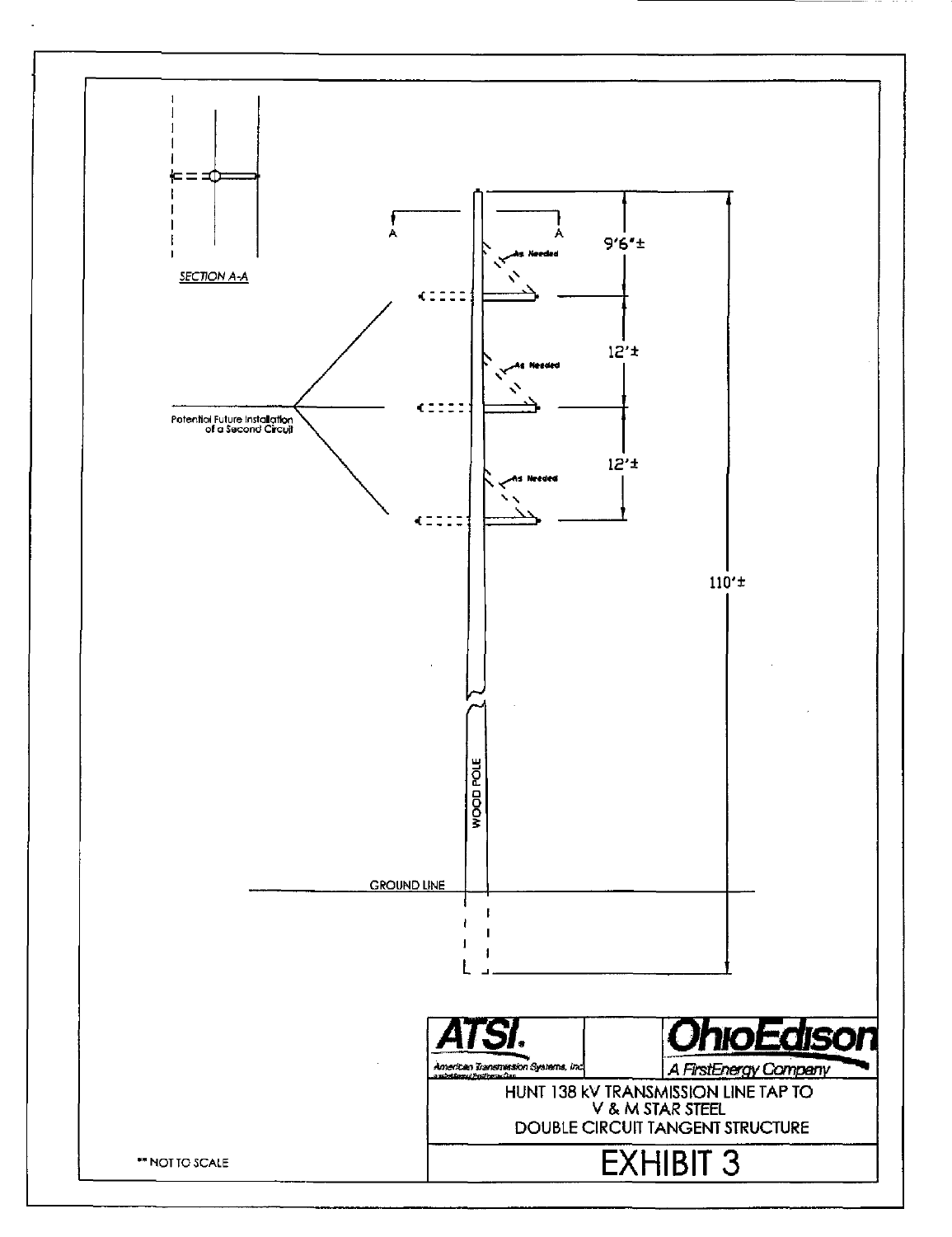SECTION A-A

As Needed

As Needed

As Needed

9'6"±

12'±

12'±

110'±

Potential Future Installation of a Second Circuit

WOOD POLE

GROUND LINE

ATSI. American Transmission Systems, Inc.

OhioEdison A FirstEnergy Company

HUNT 138 kV TRANSMISSION LINE TAP TO V & M STAR STEEL DOUBLE CIRCUIT TANGENT STRUCTURE

# EXHIBIT 3

** NOT TO SCALE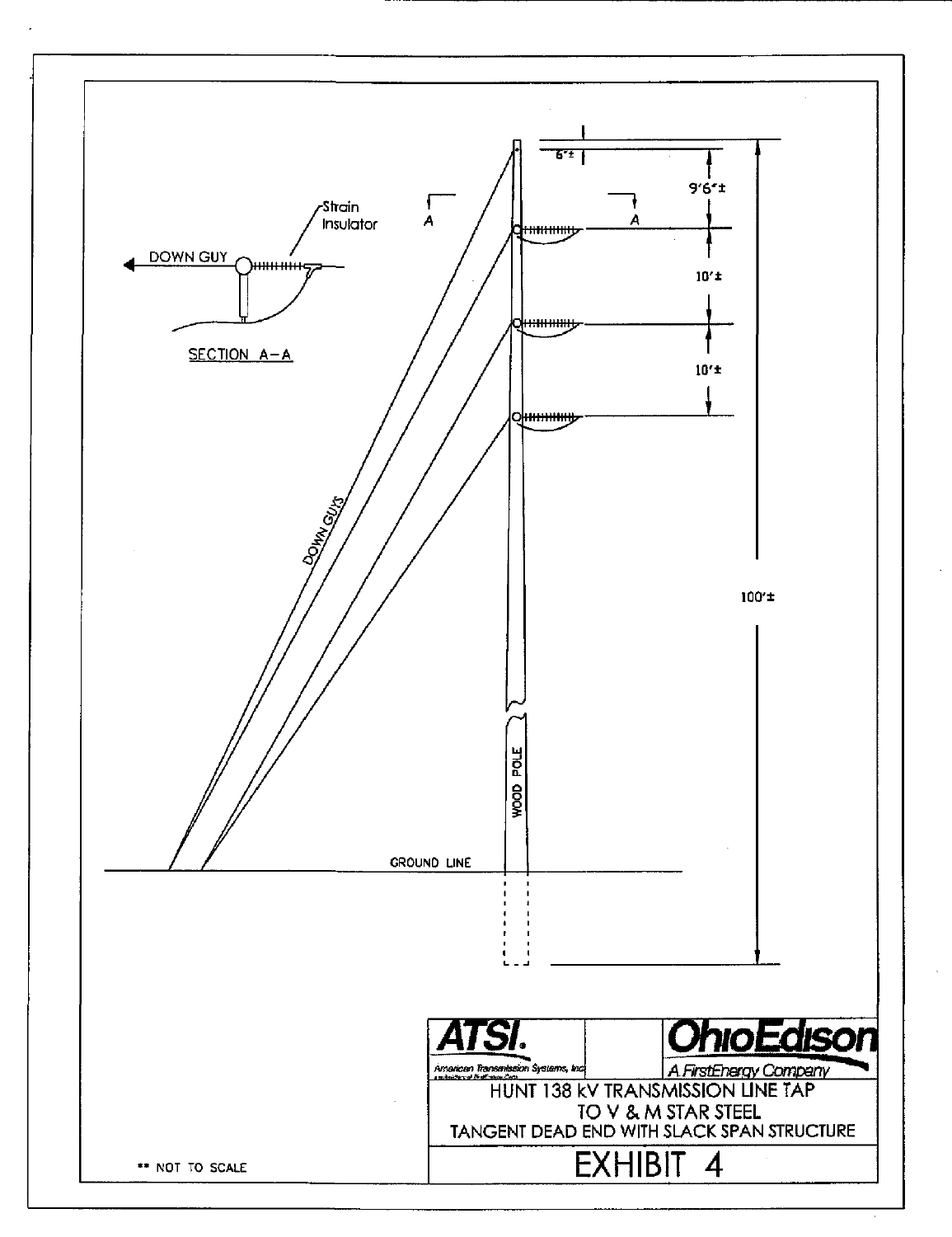Strain Insulator

DOWN GUY

SECTION A–A

A A

6"±

9'6"±

10'±

10'±

100'±

DOWN GUYS

WOOD POLE

GROUND LINE

ATSI.
American Transmission Systems, Inc.

OhioEdison
A FirstEnergy Company

HUNT 138 kV TRANSMISSION LINE TAP
TO V & M STAR STEEL
TANGENT DEAD END WITH SLACK SPAN STRUCTURE

EXHIBIT 4

** NOT TO SCALE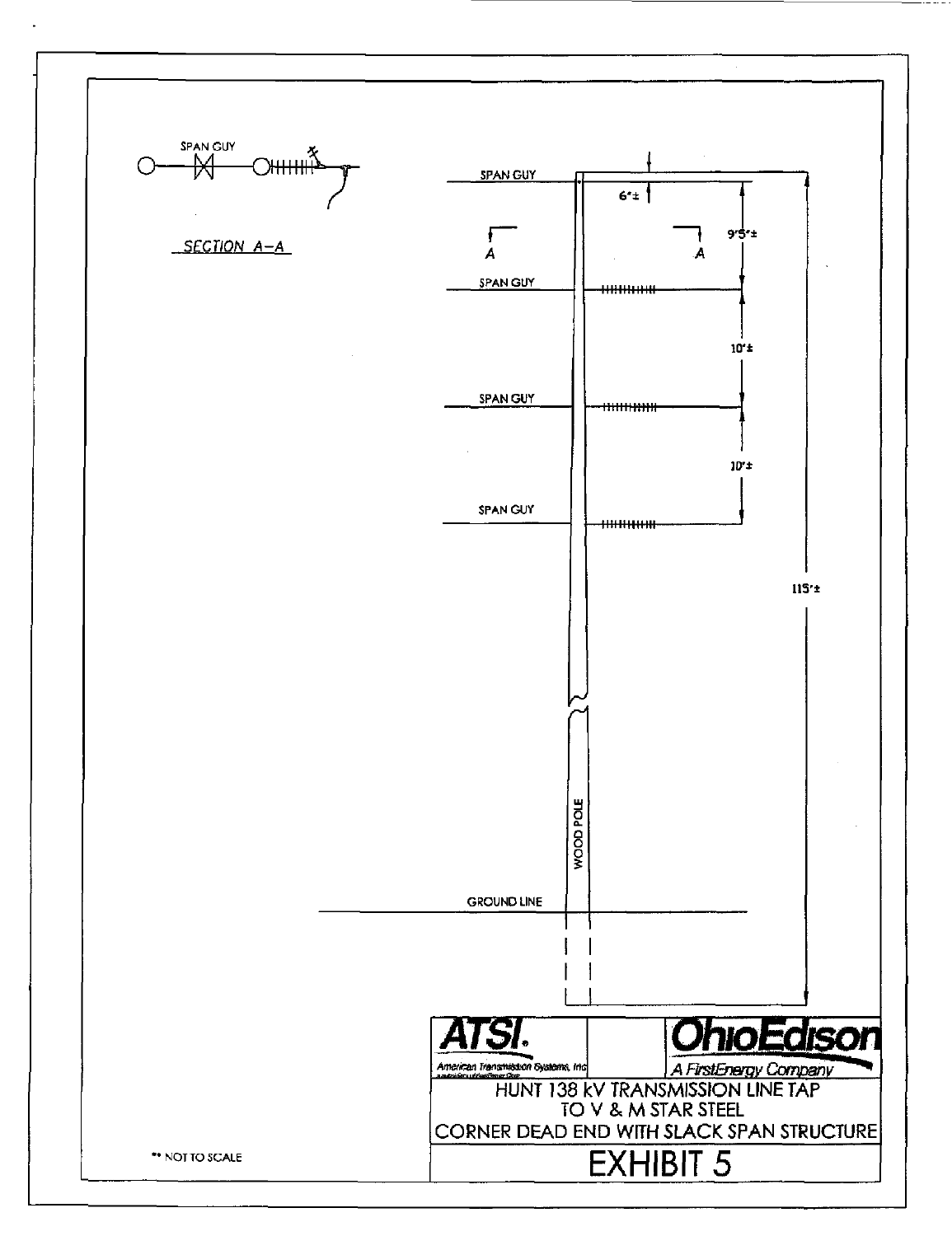SPAN GUY

SECTION A–A

SPAN GUY

6"±

9'5"±

A A

SPAN GUY

10'±

SPAN GUY

10'±

SPAN GUY

115'±

WOOD POLE

GROUND LINE

**ATSI.** American Transmission Systems, Inc

**OhioEdison** A FirstEnergy Company

HUNT 138 kV TRANSMISSION LINE TAP
TO V & M STAR STEEL
CORNER DEAD END WITH SLACK SPAN STRUCTURE

# EXHIBIT 5

** NOT TO SCALE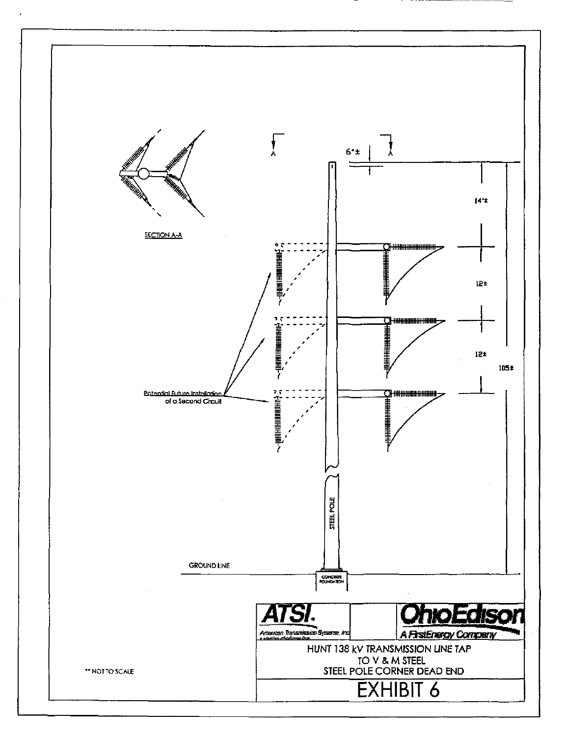SECTION A-A

A A

6"±

14'±

12±

12±

105±

Potential Future Installation of a Second Circuit

STEEL POLE

GROUND LINE

CONCRETE FOUNDATION

ATSI. American Transmission Systems, Inc

OhioEdison A FirstEnergy Company

HUNT 138 kV TRANSMISSION LINE TAP
TO V & M STEEL
STEEL POLE CORNER DEAD END

# EXHIBIT 6

** NOT TO SCALE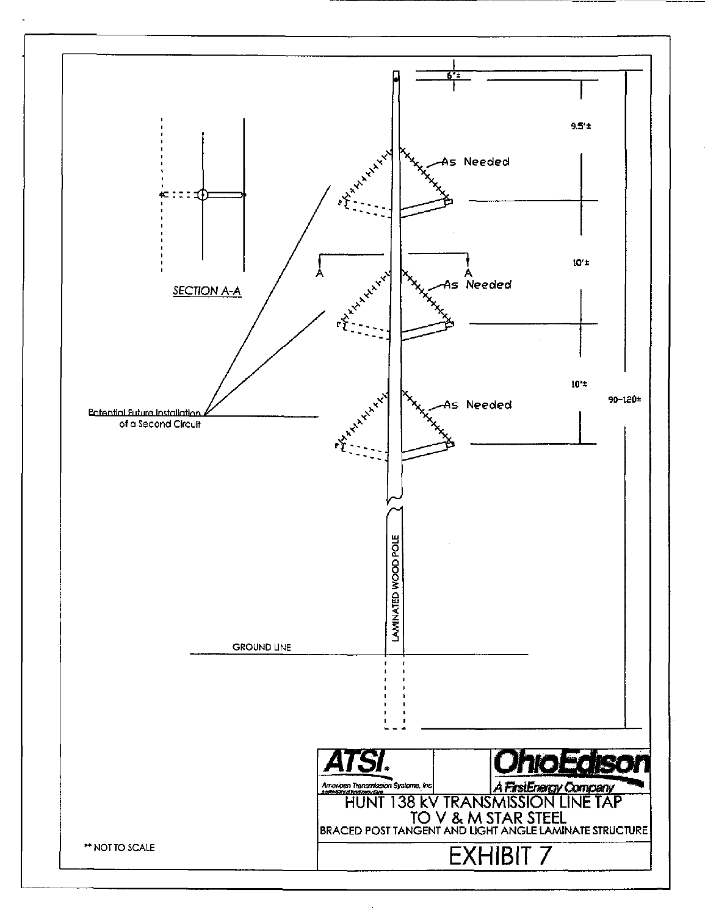SECTION A-A

6"±

9.5'±

As Needed

A A

10'±

As Needed

10'±

90-120±

Potential Future Installation of a Second Circuit

As Needed

LAMINATED WOOD POLE

GROUND LINE

ATSI. American Transmission Systems, Inc

OhioEdison A FirstEnergy Company

HUNT 138 kV TRANSMISSION LINE TAP TO V & M STAR STEEL

BRACED POST TANGENT AND LIGHT ANGLE LAMINATE STRUCTURE

** NOT TO SCALE

EXHIBIT 7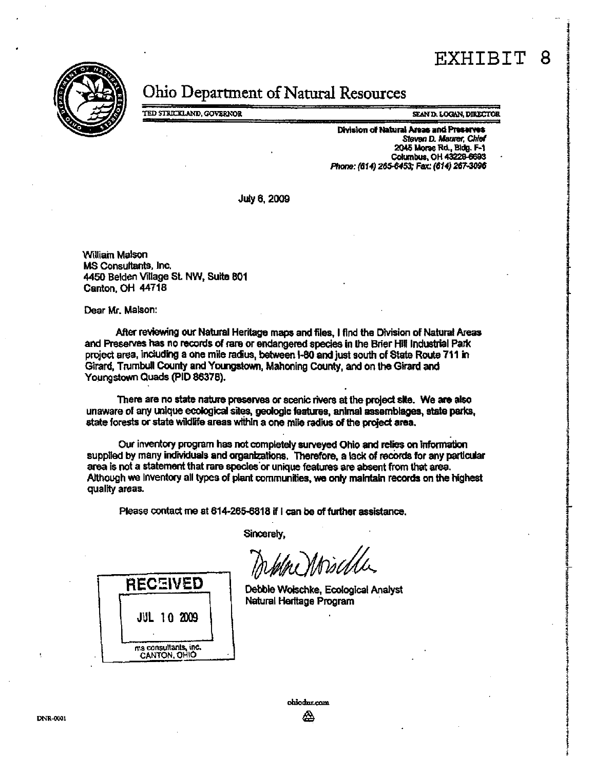# EXHIBIT 8

## Ohio Department of Natural Resources

TED STRICKLAND, GOVERNOR — SEAN D. LOGAN, DIRECTOR

**Division of Natural Areas and Preserves**
*Steven D. Maurer, Chief*
2045 Morse Rd., Bldg. F-1
Columbus, OH 43229-6693
*Phone: (614) 265-6453; Fax: (614) 267-3096*

July 6, 2009

William Malson
MS Consultants, Inc.
4450 Belden Village St. NW, Suite 801
Canton, OH 44718

Dear Mr. Malson:

After reviewing our Natural Heritage maps and files, I find the Division of Natural Areas and Preserves has no records of rare or endangered species in the Brier Hill Industrial Park project area, including a one mile radius, between I-80 and just south of State Route 711 in Girard, Trumbull County and Youngstown, Mahoning County, and on the Girard and Youngstown Quads (PID 86376).

There are no state nature preserves or scenic rivers at the project site. We are also unaware of any unique ecological sites, geologic features, animal assemblages, state parks, state forests or state wildlife areas within a one mile radius of the project area.

Our inventory program has not completely surveyed Ohio and relies on information supplied by many individuals and organizations. Therefore, a lack of records for any particular area is not a statement that rare species or unique features are absent from that area. Although we inventory all types of plant communities, we only maintain records on the highest quality areas.

Please contact me at 614-265-6818 if I can be of further assistance.

Sincerely,

Debbie Woischke, Ecological Analyst
Natural Heritage Program

RECEIVED
JUL 10 2009
ms consultants, inc.
CANTON, OHIO

ohiodnr.com

DNR-0001